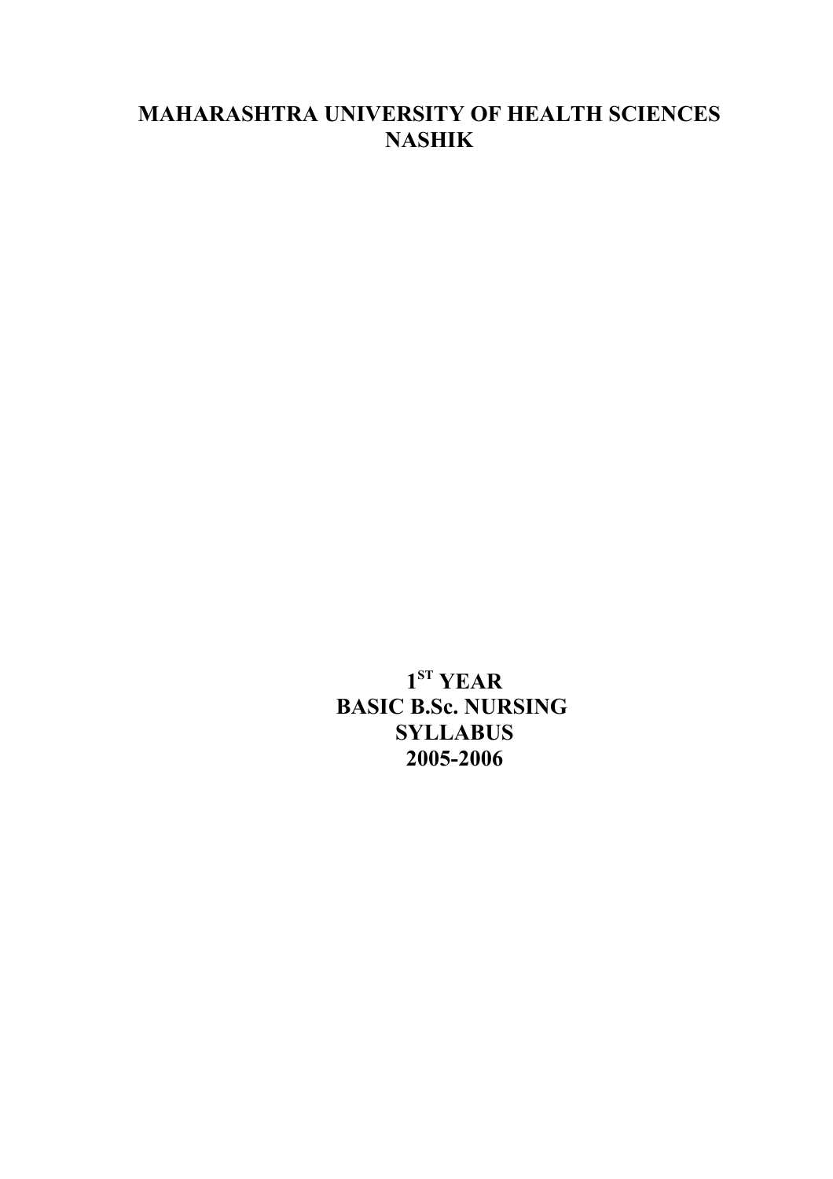# MAHARASHTRA UNIVERSITY OF HEALTH SCIENCES
# NASHIK

## 1ST YEAR
## BASIC B.Sc. NURSING
## SYLLABUS
## 2005-2006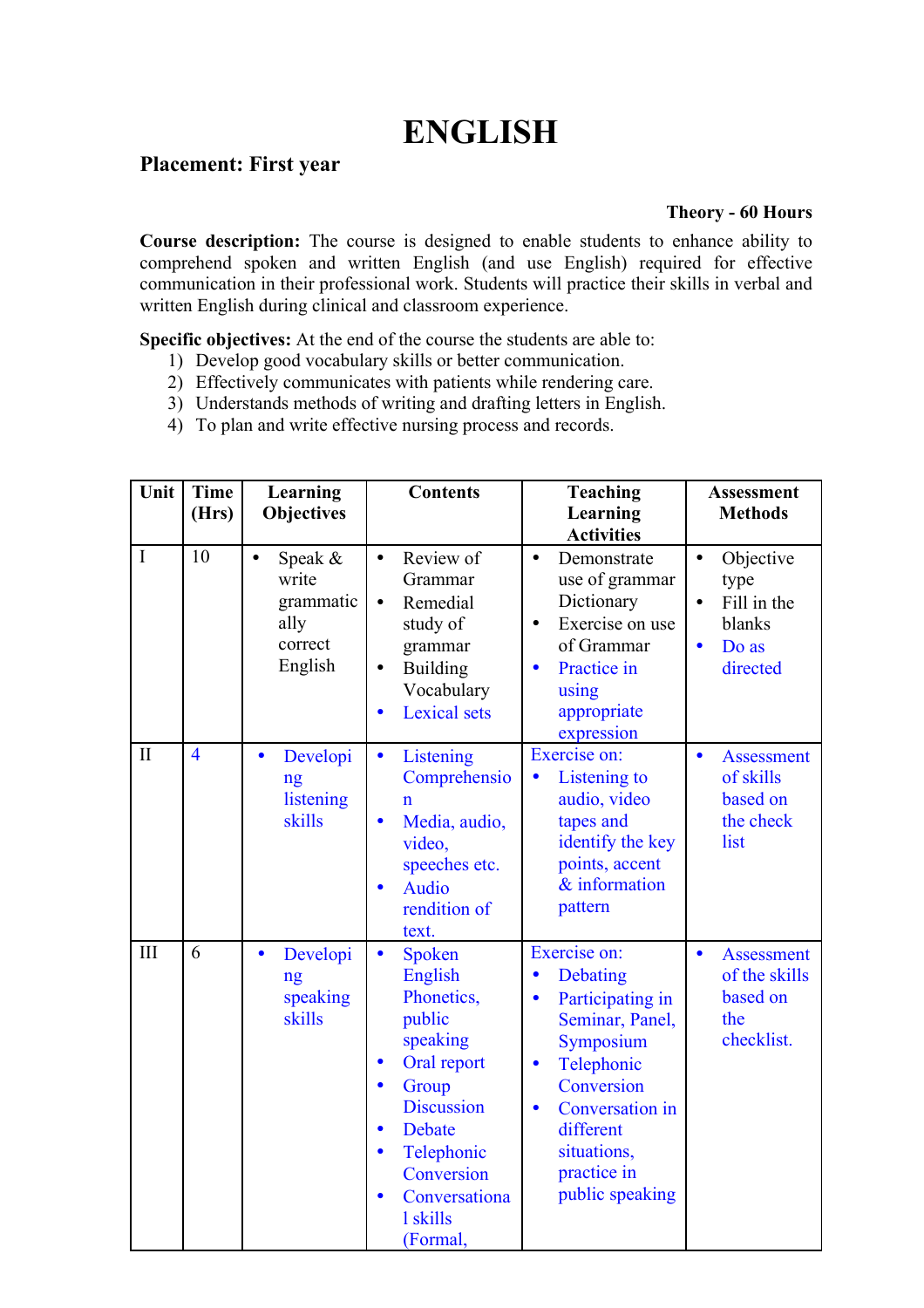# ENGLISH

**Placement: First year**

**Theory - 60 Hours**

**Course description:** The course is designed to enable students to enhance ability to comprehend spoken and written English (and use English) required for effective communication in their professional work. Students will practice their skills in verbal and written English during clinical and classroom experience.

**Specific objectives:** At the end of the course the students are able to:

1) Develop good vocabulary skills or better communication.
2) Effectively communicates with patients while rendering care.
3) Understands methods of writing and drafting letters in English.
4) To plan and write effective nursing process and records.

| Unit | Time (Hrs) | Learning Objectives | Contents | Teaching Learning Activities | Assessment Methods |
|---|---|---|---|---|---|
| I | 10 | • Speak & write grammatically correct English | • Review of Grammar<br>• Remedial study of grammar<br>• Building Vocabulary<br>• Lexical sets | • Demonstrate use of grammar Dictionary<br>• Exercise on use of Grammar<br>• Practice in using appropriate expression | • Objective type<br>• Fill in the blanks<br>• Do as directed |
| II | 4 | • Developing listening skills | • Listening Comprehension<br>• Media, audio, video, speeches etc.<br>• Audio rendition of text. | Exercise on:<br>• Listening to audio, video tapes and identify the key points, accent & information pattern | • Assessment of skills based on the check list |
| III | 6 | • Developing speaking skills | • Spoken English Phonetics, public speaking<br>• Oral report<br>• Group Discussion<br>• Debate<br>• Telephonic Conversion<br>• Conversational skills (Formal, | Exercise on:<br>• Debating<br>• Participating in Seminar, Panel, Symposium<br>• Telephonic Conversion<br>• Conversation in different situations, practice in public speaking | • Assessment of the skills based on the checklist. |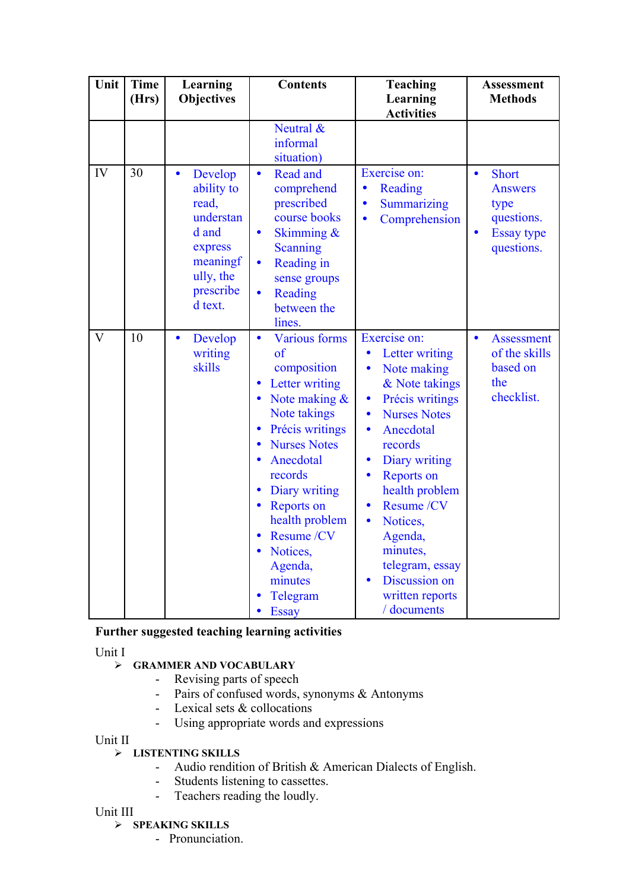| Unit | Time (Hrs) | Learning Objectives | Contents | Teaching Learning Activities | Assessment Methods |
|---|---|---|---|---|---|
| | | | Neutral & informal situation) | | |
| IV | 30 | • Develop ability to read, understand and express meaningfully, the prescribed text. | • Read and comprehend prescribed course books<br>• Skimming & Scanning<br>• Reading in sense groups<br>• Reading between the lines. | Exercise on:<br>• Reading<br>• Summarizing<br>• Comprehension | • Short Answers type questions.<br>• Essay type questions. |
| V | 10 | • Develop writing skills | • Various forms of composition<br>• Letter writing<br>• Note making & Note takings<br>• Précis writings<br>• Nurses Notes<br>• Anecdotal records<br>• Diary writing<br>• Reports on health problem<br>• Resume /CV<br>• Notices, Agenda, minutes<br>• Telegram<br>• Essay | Exercise on:<br>• Letter writing<br>• Note making & Note takings<br>• Précis writings<br>• Nurses Notes<br>• Anecdotal records<br>• Diary writing<br>• Reports on health problem<br>• Resume /CV<br>• Notices, Agenda, minutes, telegram, essay<br>• Discussion on written reports / documents | • Assessment of the skills based on the checklist. |

**Further suggested teaching learning activities**

Unit I

- **GRAMMER AND VOCABULARY**
  - Revising parts of speech
  - Pairs of confused words, synonyms & Antonyms
  - Lexical sets & collocations
  - Using appropriate words and expressions

Unit II

- **LISTENTING SKILLS**
  - Audio rendition of British & American Dialects of English.
  - Students listening to cassettes.
  - Teachers reading the loudly.

Unit III

- **SPEAKING SKILLS**
  - Pronunciation.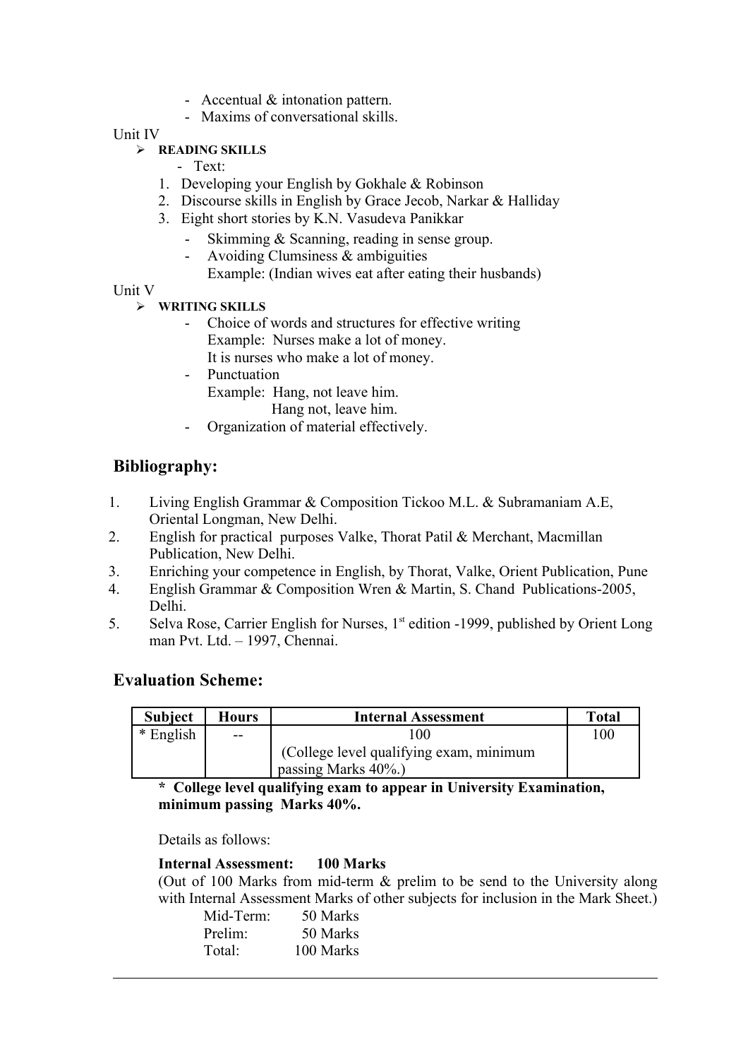- Accentual & intonation pattern.
- Maxims of conversational skills.

Unit IV

- **READING SKILLS**
  - Text:

1. Developing your English by Gokhale & Robinson
2. Discourse skills in English by Grace Jecob, Narkar & Halliday
3. Eight short stories by K.N. Vasudeva Panikkar
   - Skimming & Scanning, reading in sense group.
   - Avoiding Clumsiness & ambiguities
     Example: (Indian wives eat after eating their husbands)

Unit V

- **WRITING SKILLS**
  - Choice of words and structures for effective writing
    Example: Nurses make a lot of money.
    It is nurses who make a lot of money.
  - Punctuation
    Example: Hang, not leave him.
    Hang not, leave him.
  - Organization of material effectively.

## Bibliography:

1. Living English Grammar & Composition Tickoo M.L. & Subramaniam A.E, Oriental Longman, New Delhi.
2. English for practical purposes Valke, Thorat Patil & Merchant, Macmillan Publication, New Delhi.
3. Enriching your competence in English, by Thorat, Valke, Orient Publication, Pune
4. English Grammar & Composition Wren & Martin, S. Chand Publications-2005, Delhi.
5. Selva Rose, Carrier English for Nurses, 1st edition -1999, published by Orient Long man Pvt. Ltd. – 1997, Chennai.

## Evaluation Scheme:

| Subject | Hours | Internal Assessment | Total |
|---|---|---|---|
| * English | -- | 100 (College level qualifying exam, minimum passing Marks 40%.) | 100 |

**\* College level qualifying exam to appear in University Examination, minimum passing Marks 40%.**

Details as follows:

**Internal Assessment: 100 Marks**

(Out of 100 Marks from mid-term & prelim to be send to the University along with Internal Assessment Marks of other subjects for inclusion in the Mark Sheet.)

| | |
|---|---|
| Mid-Term: | 50 Marks |
| Prelim: | 50 Marks |
| Total: | 100 Marks |